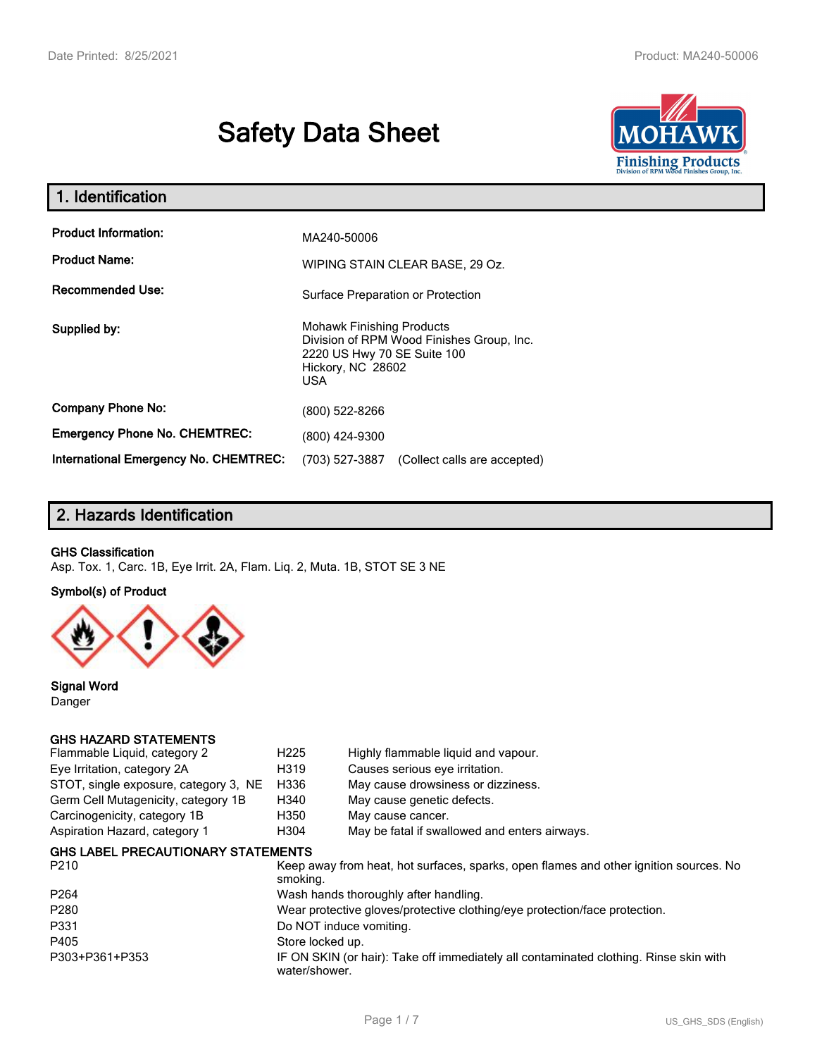# Safety Data Sheet

## 1. Identification

| | |
|---|---|
| **Product Information:** | MA240-50006 |
| **Product Name:** | WIPING STAIN CLEAR BASE, 29 Oz. |
| **Recommended Use:** | Surface Preparation or Protection |
| **Supplied by:** | Mohawk Finishing Products<br>Division of RPM Wood Finishes Group, Inc.<br>2220 US Hwy 70 SE Suite 100<br>Hickory, NC 28602<br>USA |
| **Company Phone No:** | (800) 522-8266 |
| **Emergency Phone No. CHEMTREC:** | (800) 424-9300 |
| **International Emergency No. CHEMTREC:** | (703) 527-3887 (Collect calls are accepted) |

## 2. Hazards Identification

**GHS Classification**

Asp. Tox. 1, Carc. 1B, Eye Irrit. 2A, Flam. Liq. 2, Muta. 1B, STOT SE 3 NE

**Symbol(s) of Product**

**Signal Word**

Danger

**GHS HAZARD STATEMENTS**

| | | |
|---|---|---|
| Flammable Liquid, category 2 | H225 | Highly flammable liquid and vapour. |
| Eye Irritation, category 2A | H319 | Causes serious eye irritation. |
| STOT, single exposure, category 3, NE | H336 | May cause drowsiness or dizziness. |
| Germ Cell Mutagenicity, category 1B | H340 | May cause genetic defects. |
| Carcinogenicity, category 1B | H350 | May cause cancer. |
| Aspiration Hazard, category 1 | H304 | May be fatal if swallowed and enters airways. |

**GHS LABEL PRECAUTIONARY STATEMENTS**

| | |
|---|---|
| P210 | Keep away from heat, hot surfaces, sparks, open flames and other ignition sources. No smoking. |
| P264 | Wash hands thoroughly after handling. |
| P280 | Wear protective gloves/protective clothing/eye protection/face protection. |
| P331 | Do NOT induce vomiting. |
| P405 | Store locked up. |
| P303+P361+P353 | IF ON SKIN (or hair): Take off immediately all contaminated clothing. Rinse skin with water/shower. |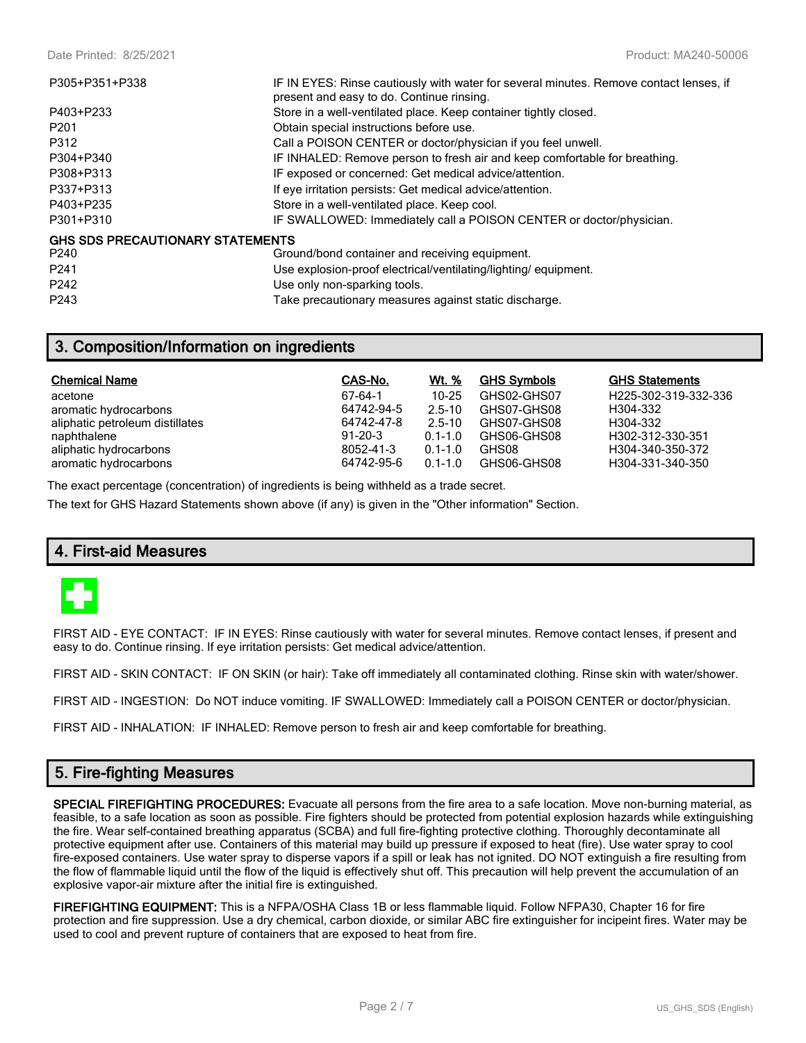| | |
|---|---|
| P305+P351+P338 | IF IN EYES: Rinse cautiously with water for several minutes. Remove contact lenses, if present and easy to do. Continue rinsing. |
| P403+P233 | Store in a well-ventilated place. Keep container tightly closed. |
| P201 | Obtain special instructions before use. |
| P312 | Call a POISON CENTER or doctor/physician if you feel unwell. |
| P304+P340 | IF INHALED: Remove person to fresh air and keep comfortable for breathing. |
| P308+P313 | IF exposed or concerned: Get medical advice/attention. |
| P337+P313 | If eye irritation persists: Get medical advice/attention. |
| P403+P235 | Store in a well-ventilated place. Keep cool. |
| P301+P310 | IF SWALLOWED: Immediately call a POISON CENTER or doctor/physician. |

**GHS SDS PRECAUTIONARY STATEMENTS**

| | |
|---|---|
| P240 | Ground/bond container and receiving equipment. |
| P241 | Use explosion-proof electrical/ventilating/lighting/ equipment. |
| P242 | Use only non-sparking tools. |
| P243 | Take precautionary measures against static discharge. |

## 3. Composition/Information on ingredients

| Chemical Name | CAS-No. | Wt. % | GHS Symbols | GHS Statements |
|---|---|---|---|---|
| acetone | 67-64-1 | 10-25 | GHS02-GHS07 | H225-302-319-332-336 |
| aromatic hydrocarbons | 64742-94-5 | 2.5-10 | GHS07-GHS08 | H304-332 |
| aliphatic petroleum distillates | 64742-47-8 | 2.5-10 | GHS07-GHS08 | H304-332 |
| naphthalene | 91-20-3 | 0.1-1.0 | GHS06-GHS08 | H302-312-330-351 |
| aliphatic hydrocarbons | 8052-41-3 | 0.1-1.0 | GHS08 | H304-340-350-372 |
| aromatic hydrocarbons | 64742-95-6 | 0.1-1.0 | GHS06-GHS08 | H304-331-340-350 |

The exact percentage (concentration) of ingredients is being withheld as a trade secret.

The text for GHS Hazard Statements shown above (if any) is given in the "Other information" Section.

## 4. First-aid Measures

FIRST AID - EYE CONTACT: IF IN EYES: Rinse cautiously with water for several minutes. Remove contact lenses, if present and easy to do. Continue rinsing. If eye irritation persists: Get medical advice/attention.

FIRST AID - SKIN CONTACT: IF ON SKIN (or hair): Take off immediately all contaminated clothing. Rinse skin with water/shower.

FIRST AID - INGESTION: Do NOT induce vomiting. IF SWALLOWED: Immediately call a POISON CENTER or doctor/physician.

FIRST AID - INHALATION: IF INHALED: Remove person to fresh air and keep comfortable for breathing.

## 5. Fire-fighting Measures

**SPECIAL FIREFIGHTING PROCEDURES:** Evacuate all persons from the fire area to a safe location. Move non-burning material, as feasible, to a safe location as soon as possible. Fire fighters should be protected from potential explosion hazards while extinguishing the fire. Wear self-contained breathing apparatus (SCBA) and full fire-fighting protective clothing. Thoroughly decontaminate all protective equipment after use. Containers of this material may build up pressure if exposed to heat (fire). Use water spray to cool fire-exposed containers. Use water spray to disperse vapors if a spill or leak has not ignited. DO NOT extinguish a fire resulting from the flow of flammable liquid until the flow of the liquid is effectively shut off. This precaution will help prevent the accumulation of an explosive vapor-air mixture after the initial fire is extinguished.

**FIREFIGHTING EQUIPMENT:** This is a NFPA/OSHA Class 1B or less flammable liquid. Follow NFPA30, Chapter 16 for fire protection and fire suppression. Use a dry chemical, carbon dioxide, or similar ABC fire extinguisher for incipeint fires. Water may be used to cool and prevent rupture of containers that are exposed to heat from fire.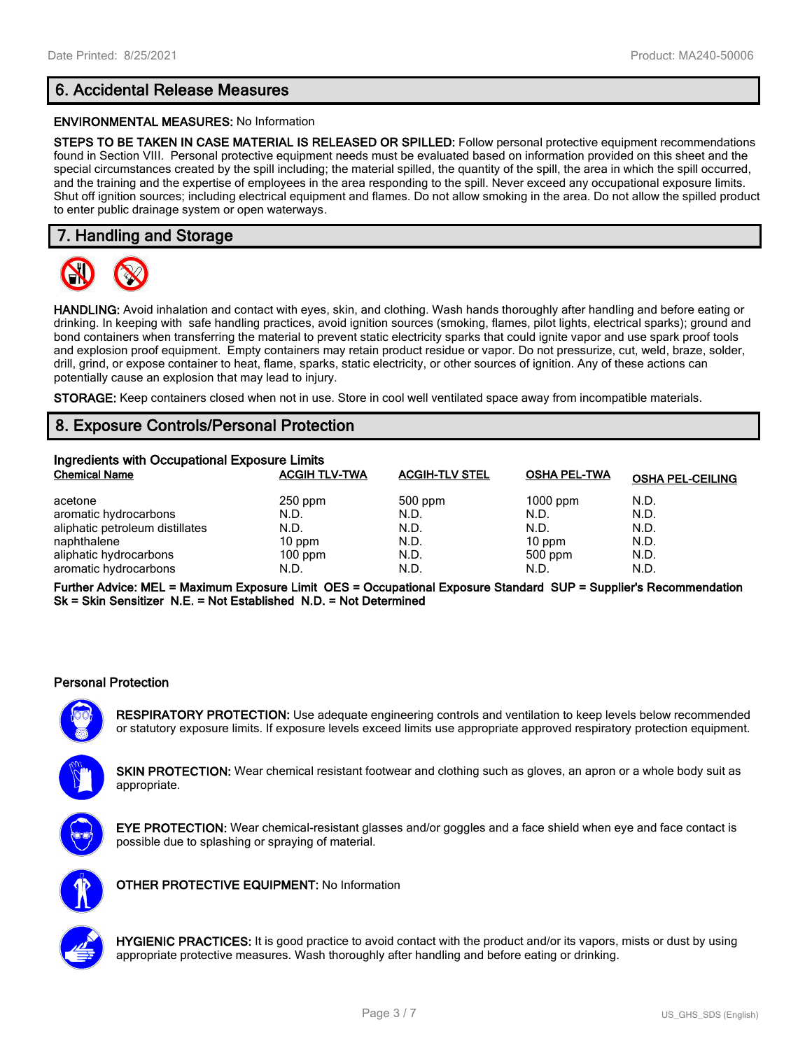## 6. Accidental Release Measures

**ENVIRONMENTAL MEASURES:** No Information

**STEPS TO BE TAKEN IN CASE MATERIAL IS RELEASED OR SPILLED:** Follow personal protective equipment recommendations found in Section VIII. Personal protective equipment needs must be evaluated based on information provided on this sheet and the special circumstances created by the spill including; the material spilled, the quantity of the spill, the area in which the spill occurred, and the training and the expertise of employees in the area responding to the spill. Never exceed any occupational exposure limits. Shut off ignition sources; including electrical equipment and flames. Do not allow smoking in the area. Do not allow the spilled product to enter public drainage system or open waterways.

## 7. Handling and Storage

**HANDLING:** Avoid inhalation and contact with eyes, skin, and clothing. Wash hands thoroughly after handling and before eating or drinking. In keeping with safe handling practices, avoid ignition sources (smoking, flames, pilot lights, electrical sparks); ground and bond containers when transferring the material to prevent static electricity sparks that could ignite vapor and use spark proof tools and explosion proof equipment. Empty containers may retain product residue or vapor. Do not pressurize, cut, weld, braze, solder, drill, grind, or expose container to heat, flame, sparks, static electricity, or other sources of ignition. Any of these actions can potentially cause an explosion that may lead to injury.

**STORAGE:** Keep containers closed when not in use. Store in cool well ventilated space away from incompatible materials.

## 8. Exposure Controls/Personal Protection

**Ingredients with Occupational Exposure Limits**

| Chemical Name | ACGIH TLV-TWA | ACGIH-TLV STEL | OSHA PEL-TWA | OSHA PEL-CEILING |
|---|---|---|---|---|
| acetone | 250 ppm | 500 ppm | 1000 ppm | N.D. |
| aromatic hydrocarbons | N.D. | N.D. | N.D. | N.D. |
| aliphatic petroleum distillates | N.D. | N.D. | N.D. | N.D. |
| naphthalene | 10 ppm | N.D. | 10 ppm | N.D. |
| aliphatic hydrocarbons | 100 ppm | N.D. | 500 ppm | N.D. |
| aromatic hydrocarbons | N.D. | N.D. | N.D. | N.D. |

**Further Advice: MEL = Maximum Exposure Limit OES = Occupational Exposure Standard SUP = Supplier's Recommendation Sk = Skin Sensitizer N.E. = Not Established N.D. = Not Determined**

### Personal Protection

**RESPIRATORY PROTECTION:** Use adequate engineering controls and ventilation to keep levels below recommended or statutory exposure limits. If exposure levels exceed limits use appropriate approved respiratory protection equipment.

**SKIN PROTECTION:** Wear chemical resistant footwear and clothing such as gloves, an apron or a whole body suit as appropriate.

**EYE PROTECTION:** Wear chemical-resistant glasses and/or goggles and a face shield when eye and face contact is possible due to splashing or spraying of material.

**OTHER PROTECTIVE EQUIPMENT:** No Information

**HYGIENIC PRACTICES:** It is good practice to avoid contact with the product and/or its vapors, mists or dust by using appropriate protective measures. Wash thoroughly after handling and before eating or drinking.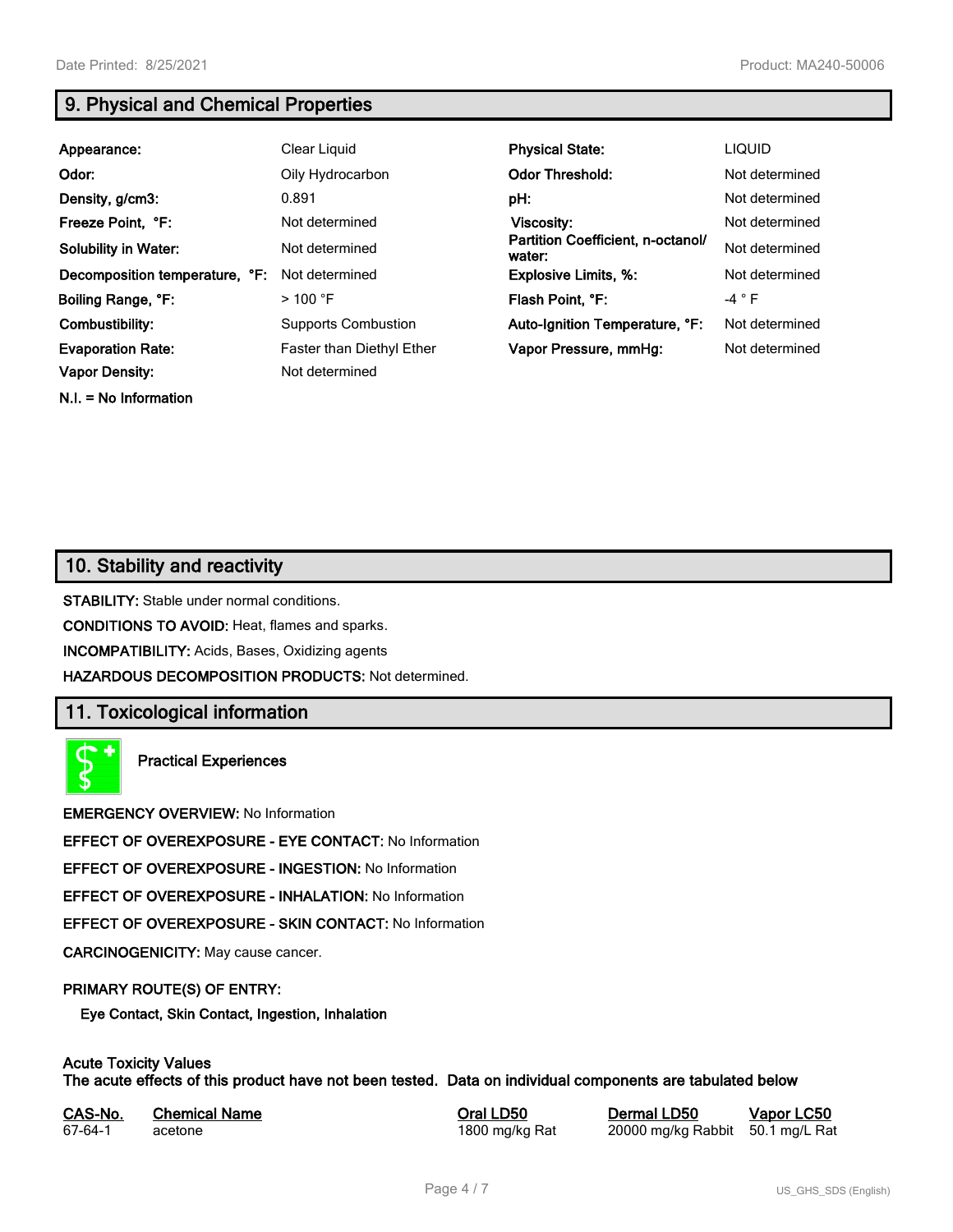## 9. Physical and Chemical Properties

| | | | |
|---|---|---|---|
| **Appearance:** | Clear Liquid | **Physical State:** | LIQUID |
| **Odor:** | Oily Hydrocarbon | **Odor Threshold:** | Not determined |
| **Density, g/cm3:** | 0.891 | **pH:** | Not determined |
| **Freeze Point, °F:** | Not determined | **Viscosity:** | Not determined |
| **Solubility in Water:** | Not determined | **Partition Coefficient, n-octanol/ water:** | Not determined |
| **Decomposition temperature, °F:** | Not determined | **Explosive Limits, %:** | Not determined |
| **Boiling Range, °F:** | > 100 °F | **Flash Point, °F:** | -4 ° F |
| **Combustibility:** | Supports Combustion | **Auto-Ignition Temperature, °F:** | Not determined |
| **Evaporation Rate:** | Faster than Diethyl Ether | **Vapor Pressure, mmHg:** | Not determined |
| **Vapor Density:** | Not determined | | |

**N.I. = No Information**

## 10. Stability and reactivity

**STABILITY:** Stable under normal conditions.

**CONDITIONS TO AVOID:** Heat, flames and sparks.

**INCOMPATIBILITY:** Acids, Bases, Oxidizing agents

**HAZARDOUS DECOMPOSITION PRODUCTS:** Not determined.

## 11. Toxicological information

**Practical Experiences**

**EMERGENCY OVERVIEW:** No Information

**EFFECT OF OVEREXPOSURE - EYE CONTACT:** No Information

**EFFECT OF OVEREXPOSURE - INGESTION:** No Information

**EFFECT OF OVEREXPOSURE - INHALATION:** No Information

**EFFECT OF OVEREXPOSURE - SKIN CONTACT:** No Information

**CARCINOGENICITY:** May cause cancer.

**PRIMARY ROUTE(S) OF ENTRY:**

**Eye Contact, Skin Contact, Ingestion, Inhalation**

**Acute Toxicity Values**
**The acute effects of this product have not been tested. Data on individual components are tabulated below**

| CAS-No. | Chemical Name | Oral LD50 | Dermal LD50 | Vapor LC50 |
|---|---|---|---|---|
| 67-64-1 | acetone | 1800 mg/kg Rat | 20000 mg/kg Rabbit | 50.1 mg/L Rat |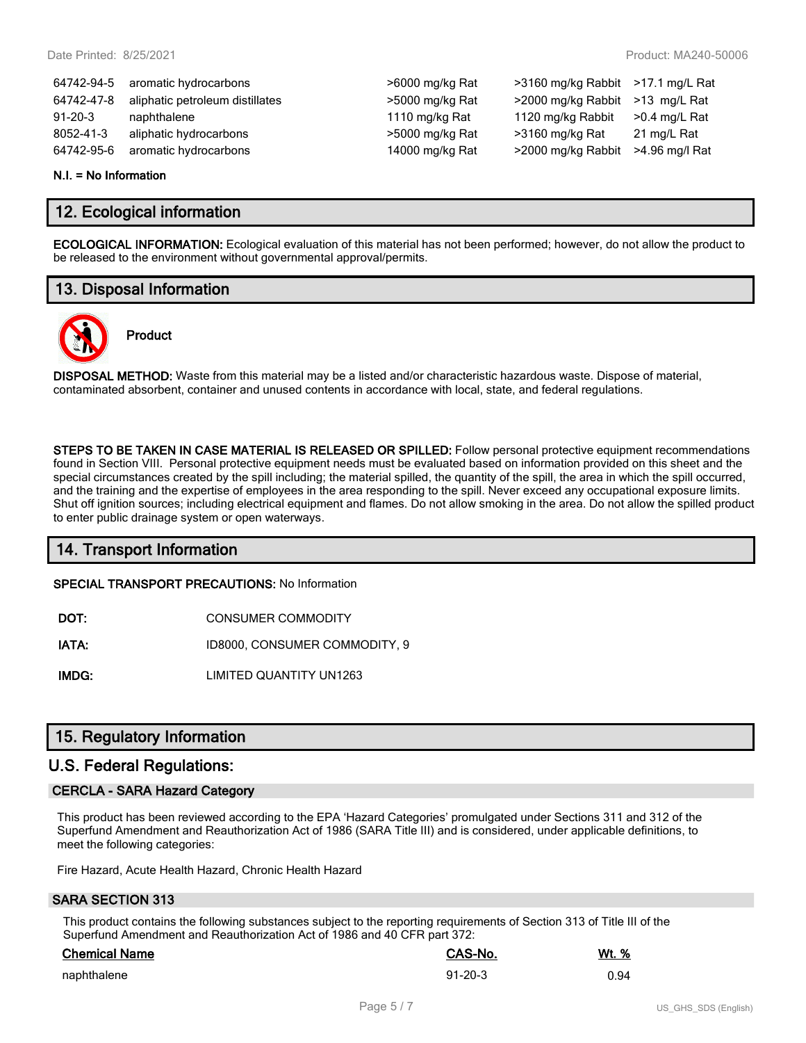| | | | | |
|---|---|---|---|---|
| 64742-94-5 | aromatic hydrocarbons | >6000 mg/kg Rat | >3160 mg/kg Rabbit | >17.1 mg/L Rat |
| 64742-47-8 | aliphatic petroleum distillates | >5000 mg/kg Rat | >2000 mg/kg Rabbit | >13 mg/L Rat |
| 91-20-3 | naphthalene | 1110 mg/kg Rat | 1120 mg/kg Rabbit | >0.4 mg/L Rat |
| 8052-41-3 | aliphatic hydrocarbons | >5000 mg/kg Rat | >3160 mg/kg Rat | 21 mg/L Rat |
| 64742-95-6 | aromatic hydrocarbons | 14000 mg/kg Rat | >2000 mg/kg Rabbit | >4.96 mg/l Rat |

**N.I. = No Information**

## 12. Ecological information

**ECOLOGICAL INFORMATION:** Ecological evaluation of this material has not been performed; however, do not allow the product to be released to the environment without governmental approval/permits.

## 13. Disposal Information

**Product**

**DISPOSAL METHOD:** Waste from this material may be a listed and/or characteristic hazardous waste. Dispose of material, contaminated absorbent, container and unused contents in accordance with local, state, and federal regulations.

**STEPS TO BE TAKEN IN CASE MATERIAL IS RELEASED OR SPILLED:** Follow personal protective equipment recommendations found in Section VIII. Personal protective equipment needs must be evaluated based on information provided on this sheet and the special circumstances created by the spill including; the material spilled, the quantity of the spill, the area in which the spill occurred, and the training and the expertise of employees in the area responding to the spill. Never exceed any occupational exposure limits. Shut off ignition sources; including electrical equipment and flames. Do not allow smoking in the area. Do not allow the spilled product to enter public drainage system or open waterways.

## 14. Transport Information

**SPECIAL TRANSPORT PRECAUTIONS:** No Information

**DOT:** CONSUMER COMMODITY

**IATA:** ID8000, CONSUMER COMMODITY, 9

**IMDG:** LIMITED QUANTITY UN1263

## 15. Regulatory Information

## U.S. Federal Regulations:

### CERCLA - SARA Hazard Category

This product has been reviewed according to the EPA 'Hazard Categories' promulgated under Sections 311 and 312 of the Superfund Amendment and Reauthorization Act of 1986 (SARA Title III) and is considered, under applicable definitions, to meet the following categories:

Fire Hazard, Acute Health Hazard, Chronic Health Hazard

### SARA SECTION 313

This product contains the following substances subject to the reporting requirements of Section 313 of Title III of the Superfund Amendment and Reauthorization Act of 1986 and 40 CFR part 372:

| Chemical Name | CAS-No. | Wt. % |
|---|---|---|
| naphthalene | 91-20-3 | 0.94 |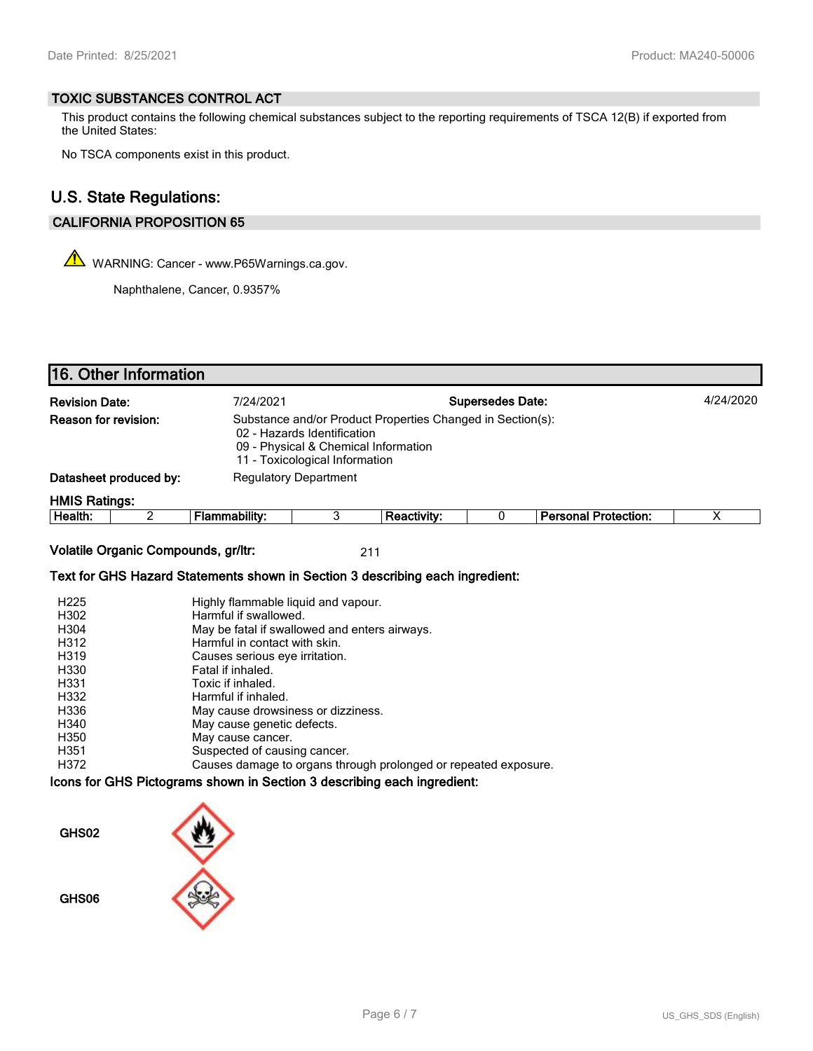## TOXIC SUBSTANCES CONTROL ACT

This product contains the following chemical substances subject to the reporting requirements of TSCA 12(B) if exported from the United States:

No TSCA components exist in this product.

## U.S. State Regulations:

### CALIFORNIA PROPOSITION 65

WARNING: Cancer - www.P65Warnings.ca.gov.

Naphthalene, Cancer, 0.9357%

## 16. Other Information

**Revision Date:** 7/24/2021 **Supersedes Date:** 4/24/2020

**Reason for revision:** Substance and/or Product Properties Changed in Section(s):
- 02 - Hazards Identification
- 09 - Physical & Chemical Information
- 11 - Toxicological Information

**Datasheet produced by:** Regulatory Department

**HMIS Ratings:**

| Health: | 2 | Flammability: | 3 | Reactivity: | 0 | Personal Protection: | X |
|---|---|---|---|---|---|---|---|

**Volatile Organic Compounds, gr/ltr:** 211

**Text for GHS Hazard Statements shown in Section 3 describing each ingredient:**

| | |
|---|---|
| H225 | Highly flammable liquid and vapour. |
| H302 | Harmful if swallowed. |
| H304 | May be fatal if swallowed and enters airways. |
| H312 | Harmful in contact with skin. |
| H319 | Causes serious eye irritation. |
| H330 | Fatal if inhaled. |
| H331 | Toxic if inhaled. |
| H332 | Harmful if inhaled. |
| H336 | May cause drowsiness or dizziness. |
| H340 | May cause genetic defects. |
| H350 | May cause cancer. |
| H351 | Suspected of causing cancer. |
| H372 | Causes damage to organs through prolonged or repeated exposure. |

**Icons for GHS Pictograms shown in Section 3 describing each ingredient:**

GHS02

GHS06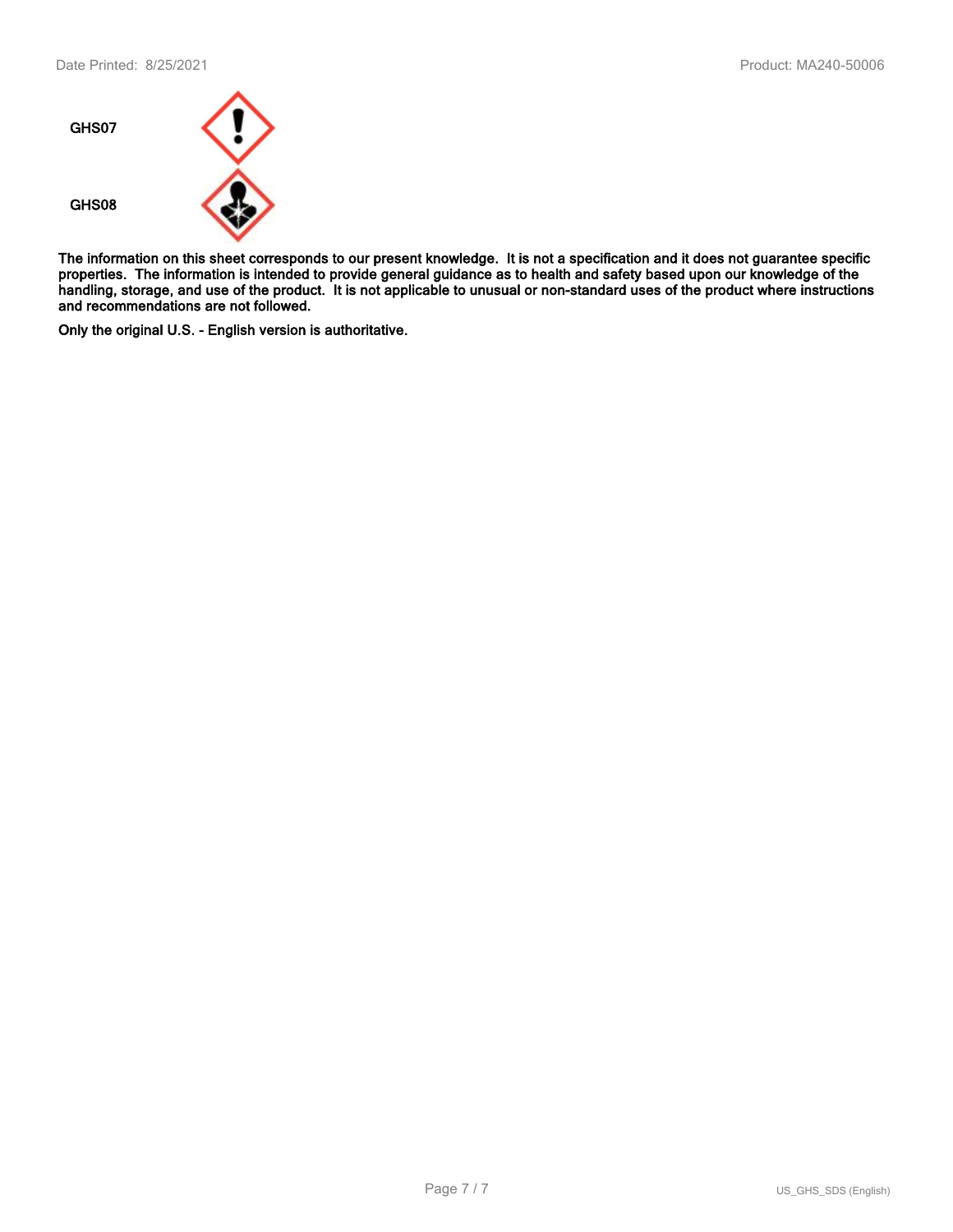GHS07

GHS08

**The information on this sheet corresponds to our present knowledge. It is not a specification and it does not guarantee specific properties. The information is intended to provide general guidance as to health and safety based upon our knowledge of the handling, storage, and use of the product. It is not applicable to unusual or non-standard uses of the product where instructions and recommendations are not followed.**

**Only the original U.S. - English version is authoritative.**